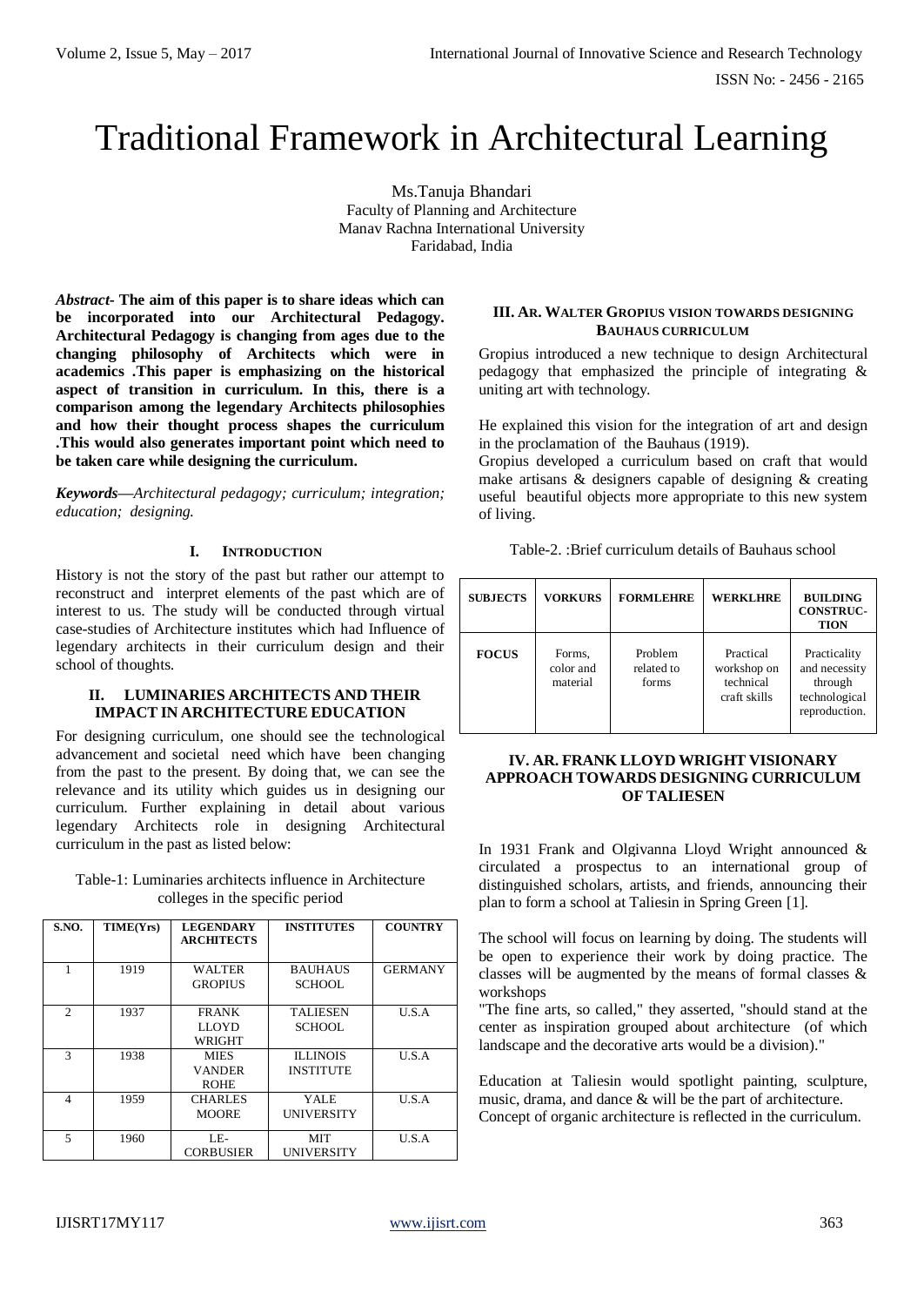# Traditional Framework in Architectural Learning

Ms.Tanuja Bhandari
Faculty of Planning and Architecture
Manav Rachna International University
Faridabad, India

***Abstract*- The aim of this paper is to share ideas which can be incorporated into our Architectural Pedagogy. Architectural Pedagogy is changing from ages due to the changing philosophy of Architects which were in academics .This paper is emphasizing on the historical aspect of transition in curriculum. In this, there is a comparison among the legendary Architects philosophies and how their thought process shapes the curriculum .This would also generates important point which need to be taken care while designing the curriculum.**

***Keywords—****Architectural pedagogy; curriculum; integration; education; designing.*

## I. Introduction

History is not the story of the past but rather our attempt to reconstruct and interpret elements of the past which are of interest to us. The study will be conducted through virtual case-studies of Architecture institutes which had Influence of legendary architects in their curriculum design and their school of thoughts.

## II. LUMINARIES ARCHITECTS AND THEIR IMPACT IN ARCHITECTURE EDUCATION

For designing curriculum, one should see the technological advancement and societal need which have been changing from the past to the present. By doing that, we can see the relevance and its utility which guides us in designing our curriculum. Further explaining in detail about various legendary Architects role in designing Architectural curriculum in the past as listed below:

Table-1: Luminaries architects influence in Architecture colleges in the specific period

| S.NO. | TIME(Yrs) | LEGENDARY ARCHITECTS | INSTITUTES | COUNTRY |
|---|---|---|---|---|
| 1 | 1919 | WALTER GROPIUS | BAUHAUS SCHOOL | GERMANY |
| 2 | 1937 | FRANK LLOYD WRIGHT | TALIESEN SCHOOL | U.S.A |
| 3 | 1938 | MIES VANDER ROHE | ILLINOIS INSTITUTE | U.S.A |
| 4 | 1959 | CHARLES MOORE | YALE UNIVERSITY | U.S.A |
| 5 | 1960 | LE-CORBUSIER | MIT UNIVERSITY | U.S.A |

## III. Ar. Walter Gropius vision towards designing Bauhaus curriculum

Gropius introduced a new technique to design Architectural pedagogy that emphasized the principle of integrating & uniting art with technology.

He explained this vision for the integration of art and design in the proclamation of the Bauhaus (1919).
Gropius developed a curriculum based on craft that would make artisans & designers capable of designing & creating useful beautiful objects more appropriate to this new system of living.

Table-2. :Brief curriculum details of Bauhaus school

| SUBJECTS | VORKURS | FORMLEHRE | WERKLHRE | BUILDING CONSTRUC-TION |
|---|---|---|---|---|
| FOCUS | Forms, color and material | Problem related to forms | Practical workshop on technical craft skills | Practicality and necessity through technological reproduction. |

## IV. AR. FRANK LLOYD WRIGHT VISIONARY APPROACH TOWARDS DESIGNING CURRICULUM OF TALIESEN

In 1931 Frank and Olgivanna Lloyd Wright announced & circulated a prospectus to an international group of distinguished scholars, artists, and friends, announcing their plan to form a school at Taliesin in Spring Green [1].

The school will focus on learning by doing. The students will be open to experience their work by doing practice. The classes will be augmented by the means of formal classes & workshops
"The fine arts, so called," they asserted, "should stand at the center as inspiration grouped about architecture (of which landscape and the decorative arts would be a division)."

Education at Taliesin would spotlight painting, sculpture, music, drama, and dance & will be the part of architecture.
Concept of organic architecture is reflected in the curriculum.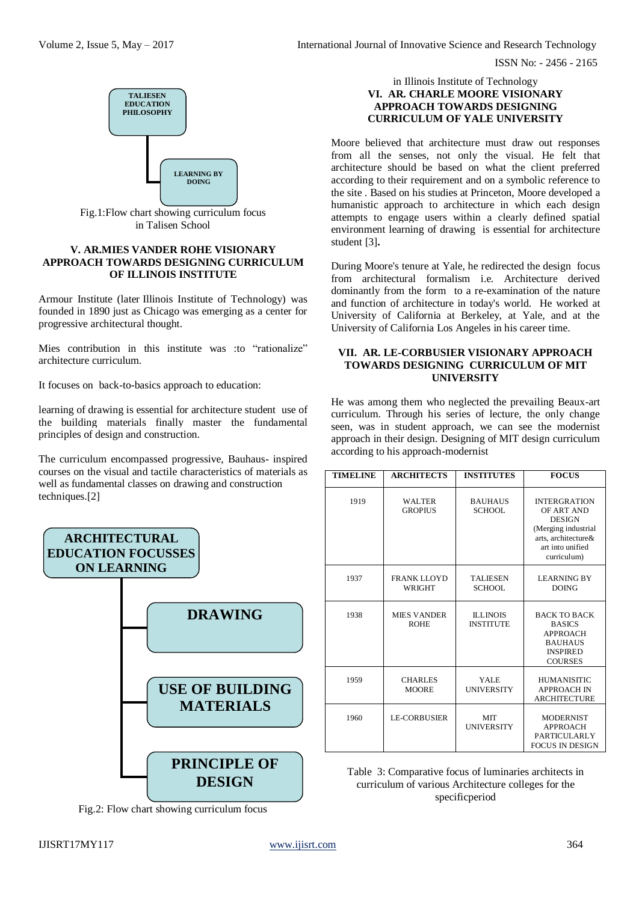TALIESEN EDUCATION PHILOSOPHY

LEARNING BY DOING

Fig.1:Flow chart showing curriculum focus in Talisen School

### V. AR.MIES VANDER ROHE VISIONARY APPROACH TOWARDS DESIGNING CURRICULUM OF ILLINOIS INSTITUTE

Armour Institute (later Illinois Institute of Technology) was founded in 1890 just as Chicago was emerging as a center for progressive architectural thought.

Mies contribution in this institute was :to "rationalize" architecture curriculum.

It focuses on back-to-basics approach to education:

learning of drawing is essential for architecture student use of the building materials finally master the fundamental principles of design and construction.

The curriculum encompassed progressive, Bauhaus- inspired courses on the visual and tactile characteristics of materials as well as fundamental classes on drawing and construction techniques.[2]

ARCHITECTURAL EDUCATION FOCUSSES ON LEARNING

DRAWING

USE OF BUILDING MATERIALS

PRINCIPLE OF DESIGN

Fig.2: Flow chart showing curriculum focus in Illinois Institute of Technology

### VI. AR. CHARLE MOORE VISIONARY APPROACH TOWARDS DESIGNING CURRICULUM OF YALE UNIVERSITY

Moore believed that architecture must draw out responses from all the senses, not only the visual. He felt that architecture should be based on what the client preferred according to their requirement and on a symbolic reference to the site . Based on his studies at Princeton, Moore developed a humanistic approach to architecture in which each design attempts to engage users within a clearly defined spatial environment learning of drawing is essential for architecture student [3]**.**

During Moore's tenure at Yale, he redirected the design focus from architectural formalism i.e. Architecture derived dominantly from the form to a re-examination of the nature and function of architecture in today's world. He worked at University of California at Berkeley, at Yale, and at the University of California Los Angeles in his career time.

### VII. AR. LE-CORBUSIER VISIONARY APPROACH TOWARDS DESIGNING CURRICULUM OF MIT UNIVERSITY

He was among them who neglected the prevailing Beaux-art curriculum. Through his series of lecture, the only change seen, was in student approach, we can see the modernist approach in their design. Designing of MIT design curriculum according to his approach-modernist

| TIMELINE | ARCHITECTS | INSTITUTES | FOCUS |
| --- | --- | --- | --- |
| 1919 | WALTER GROPIUS | BAUHAUS SCHOOL | INTERGRATION OF ART AND DESIGN (Merging industrial arts, architecture& art into unified curriculum) |
| 1937 | FRANK LLOYD WRIGHT | TALIESEN SCHOOL | LEARNING BY DOING |
| 1938 | MIES VANDER ROHE | ILLINOIS INSTITUTE | BACK TO BACK BASICS APPROACH BAUHAUS INSPIRED COURSES |
| 1959 | CHARLES MOORE | YALE UNIVERSITY | HUMANISITIC APPROACH IN ARCHITECTURE |
| 1960 | LE-CORBUSIER | MIT UNIVERSITY | MODERNIST APPROACH PARTICULARLY FOCUS IN DESIGN |

Table 3: Comparative focus of luminaries architects in curriculum of various Architecture colleges for the specificperiod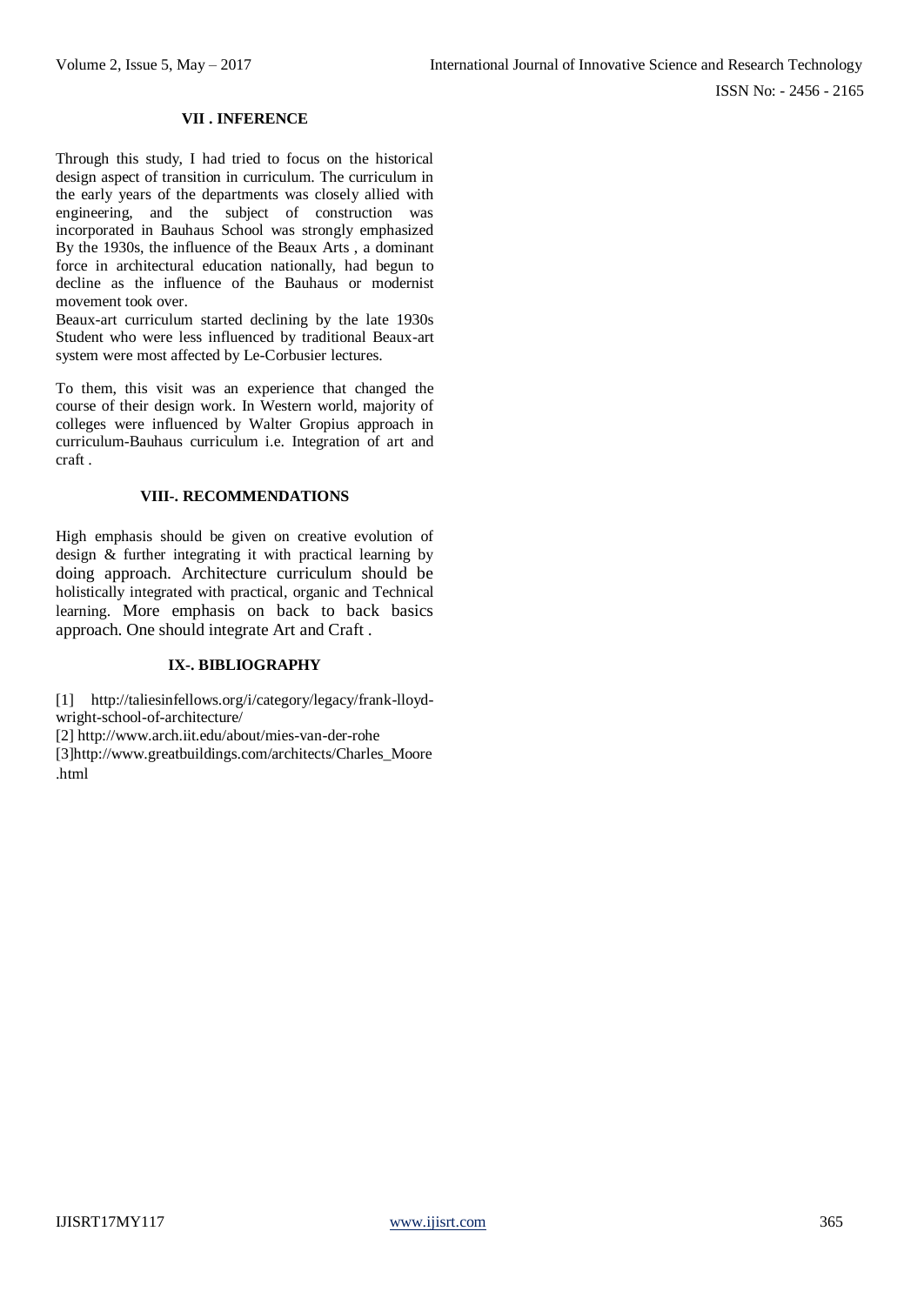## VII . INFERENCE

Through this study, I had tried to focus on the historical design aspect of transition in curriculum. The curriculum in the early years of the departments was closely allied with engineering, and the subject of construction was incorporated in Bauhaus School was strongly emphasized By the 1930s, the influence of the Beaux Arts , a dominant force in architectural education nationally, had begun to decline as the influence of the Bauhaus or modernist movement took over.

Beaux-art curriculum started declining by the late 1930s Student who were less influenced by traditional Beaux-art system were most affected by Le-Corbusier lectures.

To them, this visit was an experience that changed the course of their design work. In Western world, majority of colleges were influenced by Walter Gropius approach in curriculum-Bauhaus curriculum i.e. Integration of art and craft .

## VIII-. RECOMMENDATIONS

High emphasis should be given on creative evolution of design & further integrating it with practical learning by doing approach. Architecture curriculum should be holistically integrated with practical, organic and Technical learning. More emphasis on back to back basics approach. One should integrate Art and Craft .

## IX-. BIBLIOGRAPHY

[1] http://taliesinfellows.org/i/category/legacy/frank-lloyd-wright-school-of-architecture/

[2] http://www.arch.iit.edu/about/mies-van-der-rohe

[3]http://www.greatbuildings.com/architects/Charles_Moore.html